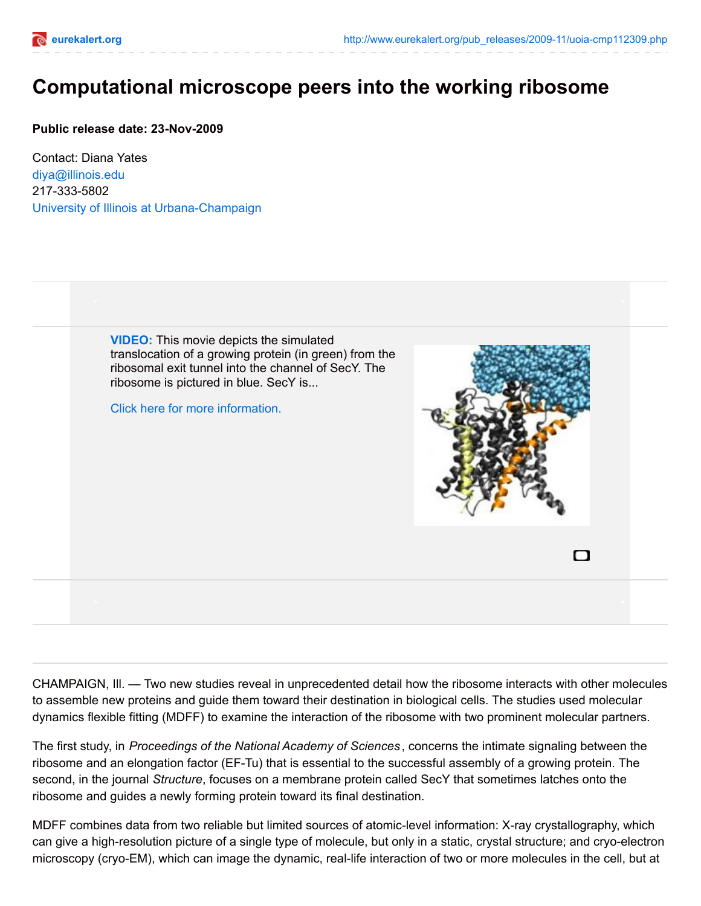# Computational microscope peers into the working ribosome

**Public release date: 23-Nov-2009**

Contact: Diana Yates
diya@illinois.edu
217-333-5802
University of Illinois at Urbana-Champaign

**VIDEO:** This movie depicts the simulated translocation of a growing protein (in green) from the ribosomal exit tunnel into the channel of SecY. The ribosome is pictured in blue. SecY is...

Click here for more information.

CHAMPAIGN, Ill. — Two new studies reveal in unprecedented detail how the ribosome interacts with other molecules to assemble new proteins and guide them toward their destination in biological cells. The studies used molecular dynamics flexible fitting (MDFF) to examine the interaction of the ribosome with two prominent molecular partners.

The first study, in *Proceedings of the National Academy of Sciences*, concerns the intimate signaling between the ribosome and an elongation factor (EF-Tu) that is essential to the successful assembly of a growing protein. The second, in the journal *Structure*, focuses on a membrane protein called SecY that sometimes latches onto the ribosome and guides a newly forming protein toward its final destination.

MDFF combines data from two reliable but limited sources of atomic-level information: X-ray crystallography, which can give a high-resolution picture of a single type of molecule, but only in a static, crystal structure; and cryo-electron microscopy (cryo-EM), which can image the dynamic, real-life interaction of two or more molecules in the cell, but at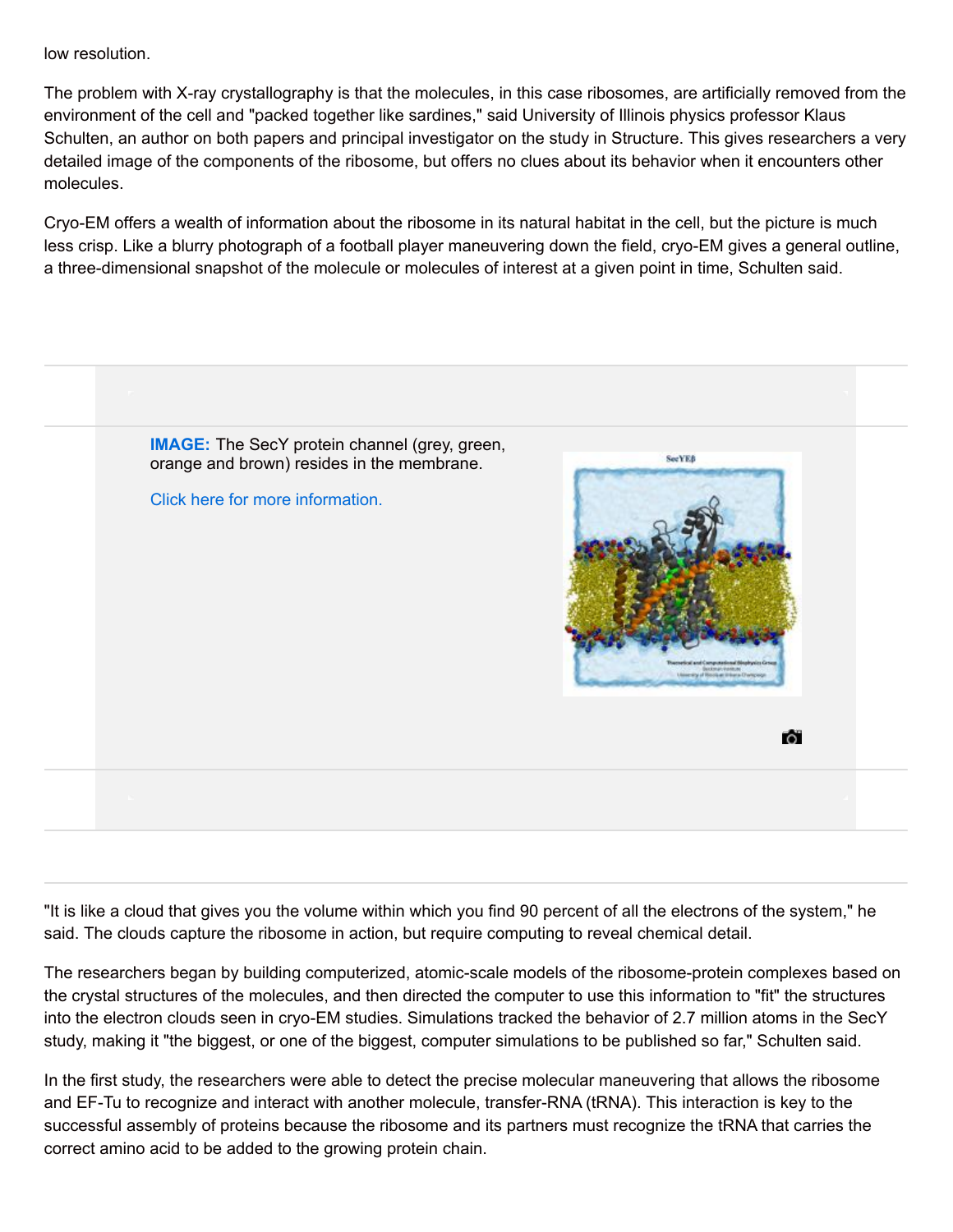low resolution.

The problem with X-ray crystallography is that the molecules, in this case ribosomes, are artificially removed from the environment of the cell and "packed together like sardines," said University of Illinois physics professor Klaus Schulten, an author on both papers and principal investigator on the study in Structure. This gives researchers a very detailed image of the components of the ribosome, but offers no clues about its behavior when it encounters other molecules.

Cryo-EM offers a wealth of information about the ribosome in its natural habitat in the cell, but the picture is much less crisp. Like a blurry photograph of a football player maneuvering down the field, cryo-EM gives a general outline, a three-dimensional snapshot of the molecule or molecules of interest at a given point in time, Schulten said.

**IMAGE:** The SecY protein channel (grey, green, orange and brown) resides in the membrane.

Click here for more information.

"It is like a cloud that gives you the volume within which you find 90 percent of all the electrons of the system," he said. The clouds capture the ribosome in action, but require computing to reveal chemical detail.

The researchers began by building computerized, atomic-scale models of the ribosome-protein complexes based on the crystal structures of the molecules, and then directed the computer to use this information to "fit" the structures into the electron clouds seen in cryo-EM studies. Simulations tracked the behavior of 2.7 million atoms in the SecY study, making it "the biggest, or one of the biggest, computer simulations to be published so far," Schulten said.

In the first study, the researchers were able to detect the precise molecular maneuvering that allows the ribosome and EF-Tu to recognize and interact with another molecule, transfer-RNA (tRNA). This interaction is key to the successful assembly of proteins because the ribosome and its partners must recognize the tRNA that carries the correct amino acid to be added to the growing protein chain.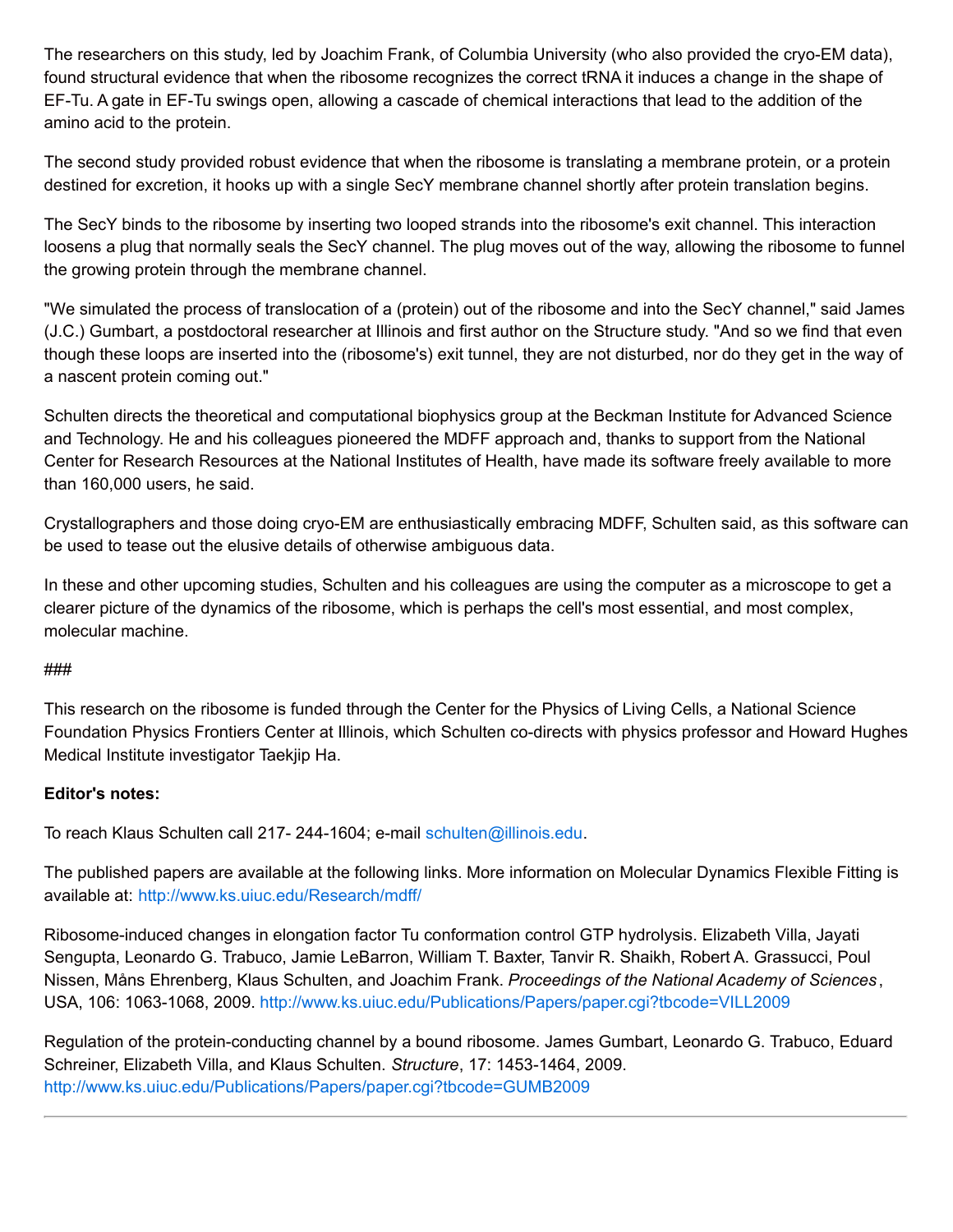The researchers on this study, led by Joachim Frank, of Columbia University (who also provided the cryo-EM data), found structural evidence that when the ribosome recognizes the correct tRNA it induces a change in the shape of EF-Tu. A gate in EF-Tu swings open, allowing a cascade of chemical interactions that lead to the addition of the amino acid to the protein.

The second study provided robust evidence that when the ribosome is translating a membrane protein, or a protein destined for excretion, it hooks up with a single SecY membrane channel shortly after protein translation begins.

The SecY binds to the ribosome by inserting two looped strands into the ribosome's exit channel. This interaction loosens a plug that normally seals the SecY channel. The plug moves out of the way, allowing the ribosome to funnel the growing protein through the membrane channel.

"We simulated the process of translocation of a (protein) out of the ribosome and into the SecY channel," said James (J.C.) Gumbart, a postdoctoral researcher at Illinois and first author on the Structure study. "And so we find that even though these loops are inserted into the (ribosome's) exit tunnel, they are not disturbed, nor do they get in the way of a nascent protein coming out."

Schulten directs the theoretical and computational biophysics group at the Beckman Institute for Advanced Science and Technology. He and his colleagues pioneered the MDFF approach and, thanks to support from the National Center for Research Resources at the National Institutes of Health, have made its software freely available to more than 160,000 users, he said.

Crystallographers and those doing cryo-EM are enthusiastically embracing MDFF, Schulten said, as this software can be used to tease out the elusive details of otherwise ambiguous data.

In these and other upcoming studies, Schulten and his colleagues are using the computer as a microscope to get a clearer picture of the dynamics of the ribosome, which is perhaps the cell's most essential, and most complex, molecular machine.

###

This research on the ribosome is funded through the Center for the Physics of Living Cells, a National Science Foundation Physics Frontiers Center at Illinois, which Schulten co-directs with physics professor and Howard Hughes Medical Institute investigator Taekjip Ha.

**Editor's notes:**

To reach Klaus Schulten call 217- 244-1604; e-mail schulten@illinois.edu.

The published papers are available at the following links. More information on Molecular Dynamics Flexible Fitting is available at: http://www.ks.uiuc.edu/Research/mdff/

Ribosome-induced changes in elongation factor Tu conformation control GTP hydrolysis. Elizabeth Villa, Jayati Sengupta, Leonardo G. Trabuco, Jamie LeBarron, William T. Baxter, Tanvir R. Shaikh, Robert A. Grassucci, Poul Nissen, Måns Ehrenberg, Klaus Schulten, and Joachim Frank. *Proceedings of the National Academy of Sciences*, USA, 106: 1063-1068, 2009. http://www.ks.uiuc.edu/Publications/Papers/paper.cgi?tbcode=VILL2009

Regulation of the protein-conducting channel by a bound ribosome. James Gumbart, Leonardo G. Trabuco, Eduard Schreiner, Elizabeth Villa, and Klaus Schulten. *Structure*, 17: 1453-1464, 2009. http://www.ks.uiuc.edu/Publications/Papers/paper.cgi?tbcode=GUMB2009